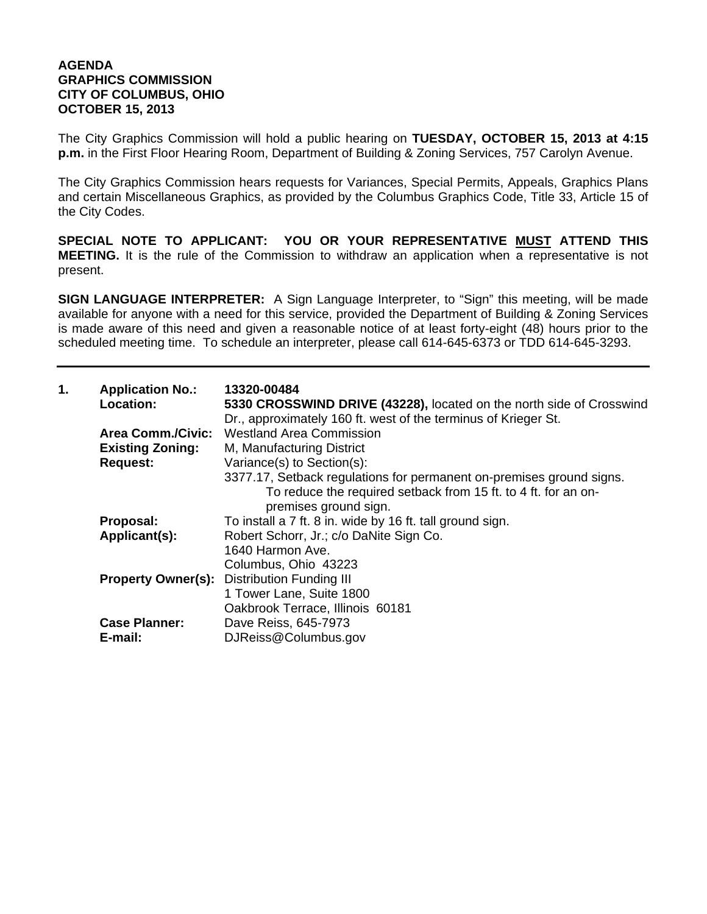**AGENDA**
**GRAPHICS COMMISSION**
**CITY OF COLUMBUS, OHIO**
**OCTOBER 15, 2013**

The City Graphics Commission will hold a public hearing on **TUESDAY, OCTOBER 15, 2013 at 4:15 p.m.** in the First Floor Hearing Room, Department of Building & Zoning Services, 757 Carolyn Avenue.

The City Graphics Commission hears requests for Variances, Special Permits, Appeals, Graphics Plans and certain Miscellaneous Graphics, as provided by the Columbus Graphics Code, Title 33, Article 15 of the City Codes.

**SPECIAL NOTE TO APPLICANT: YOU OR YOUR REPRESENTATIVE MUST ATTEND THIS MEETING.** It is the rule of the Commission to withdraw an application when a representative is not present.

**SIGN LANGUAGE INTERPRETER:** A Sign Language Interpreter, to "Sign" this meeting, will be made available for anyone with a need for this service, provided the Department of Building & Zoning Services is made aware of this need and given a reasonable notice of at least forty-eight (48) hours prior to the scheduled meeting time. To schedule an interpreter, please call 614-645-6373 or TDD 614-645-3293.

---

**1.**

**Application No.:** **13320-00484**

**Location:** **5330 CROSSWIND DRIVE (43228),** located on the north side of Crosswind Dr., approximately 160 ft. west of the terminus of Krieger St.

**Area Comm./Civic:** Westland Area Commission

**Existing Zoning:** M, Manufacturing District

**Request:** Variance(s) to Section(s):
3377.17, Setback regulations for permanent on-premises ground signs.
To reduce the required setback from 15 ft. to 4 ft. for an on-premises ground sign.

**Proposal:** To install a 7 ft. 8 in. wide by 16 ft. tall ground sign.

**Applicant(s):** Robert Schorr, Jr.; c/o DaNite Sign Co.
1640 Harmon Ave.
Columbus, Ohio 43223

**Property Owner(s):** Distribution Funding III
1 Tower Lane, Suite 1800
Oakbrook Terrace, Illinois 60181

**Case Planner:** Dave Reiss, 645-7973

**E-mail:** DJReiss@Columbus.gov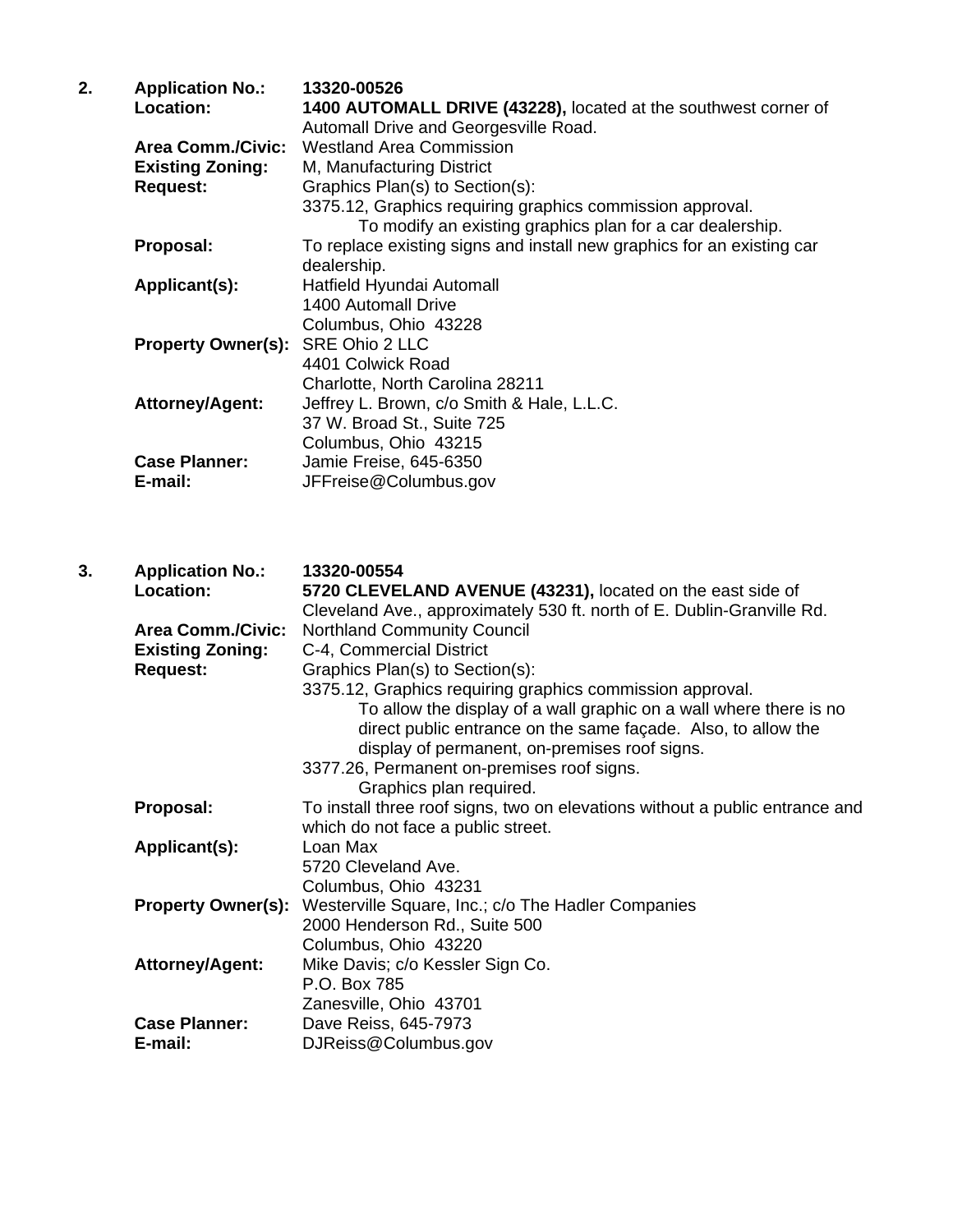2. **Application No.:** **13320-00526**

**Location:** **1400 AUTOMALL DRIVE (43228),** located at the southwest corner of Automall Drive and Georgesville Road.

**Area Comm./Civic:** Westland Area Commission

**Existing Zoning:** M, Manufacturing District

**Request:** Graphics Plan(s) to Section(s):
3375.12, Graphics requiring graphics commission approval.
To modify an existing graphics plan for a car dealership.

**Proposal:** To replace existing signs and install new graphics for an existing car dealership.

**Applicant(s):** Hatfield Hyundai Automall
1400 Automall Drive
Columbus, Ohio 43228

**Property Owner(s):** SRE Ohio 2 LLC
4401 Colwick Road
Charlotte, North Carolina 28211

**Attorney/Agent:** Jeffrey L. Brown, c/o Smith & Hale, L.L.C.
37 W. Broad St., Suite 725
Columbus, Ohio 43215

**Case Planner:** Jamie Freise, 645-6350

**E-mail:** JFFreise@Columbus.gov

3. **Application No.:** **13320-00554**

**Location:** **5720 CLEVELAND AVENUE (43231),** located on the east side of Cleveland Ave., approximately 530 ft. north of E. Dublin-Granville Rd.

**Area Comm./Civic:** Northland Community Council

**Existing Zoning:** C-4, Commercial District

**Request:** Graphics Plan(s) to Section(s):
3375.12, Graphics requiring graphics commission approval.
To allow the display of a wall graphic on a wall where there is no direct public entrance on the same façade. Also, to allow the display of permanent, on-premises roof signs.
3377.26, Permanent on-premises roof signs.
Graphics plan required.

**Proposal:** To install three roof signs, two on elevations without a public entrance and which do not face a public street.

**Applicant(s):** Loan Max
5720 Cleveland Ave.
Columbus, Ohio 43231

**Property Owner(s):** Westerville Square, Inc.; c/o The Hadler Companies
2000 Henderson Rd., Suite 500
Columbus, Ohio 43220

**Attorney/Agent:** Mike Davis; c/o Kessler Sign Co.
P.O. Box 785
Zanesville, Ohio 43701

**Case Planner:** Dave Reiss, 645-7973

**E-mail:** DJReiss@Columbus.gov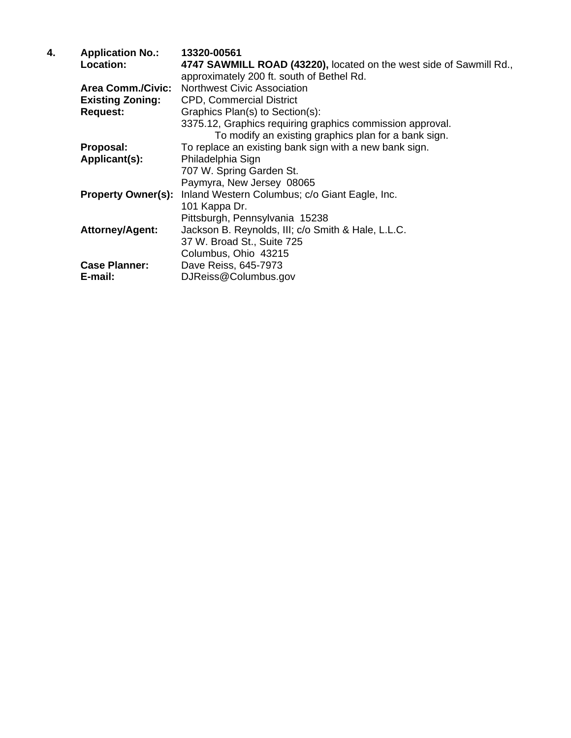**4.** **Application No.:** **13320-00561**

**Location:** **4747 SAWMILL ROAD (43220),** located on the west side of Sawmill Rd., approximately 200 ft. south of Bethel Rd.

**Area Comm./Civic:** Northwest Civic Association

**Existing Zoning:** CPD, Commercial District

**Request:** Graphics Plan(s) to Section(s):
3375.12, Graphics requiring graphics commission approval.
To modify an existing graphics plan for a bank sign.

**Proposal:** To replace an existing bank sign with a new bank sign.

**Applicant(s):** Philadelphia Sign
707 W. Spring Garden St.
Paymyra, New Jersey 08065

**Property Owner(s):** Inland Western Columbus; c/o Giant Eagle, Inc.
101 Kappa Dr.
Pittsburgh, Pennsylvania 15238

**Attorney/Agent:** Jackson B. Reynolds, III; c/o Smith & Hale, L.L.C.
37 W. Broad St., Suite 725
Columbus, Ohio 43215

**Case Planner:** Dave Reiss, 645-7973

**E-mail:** DJReiss@Columbus.gov